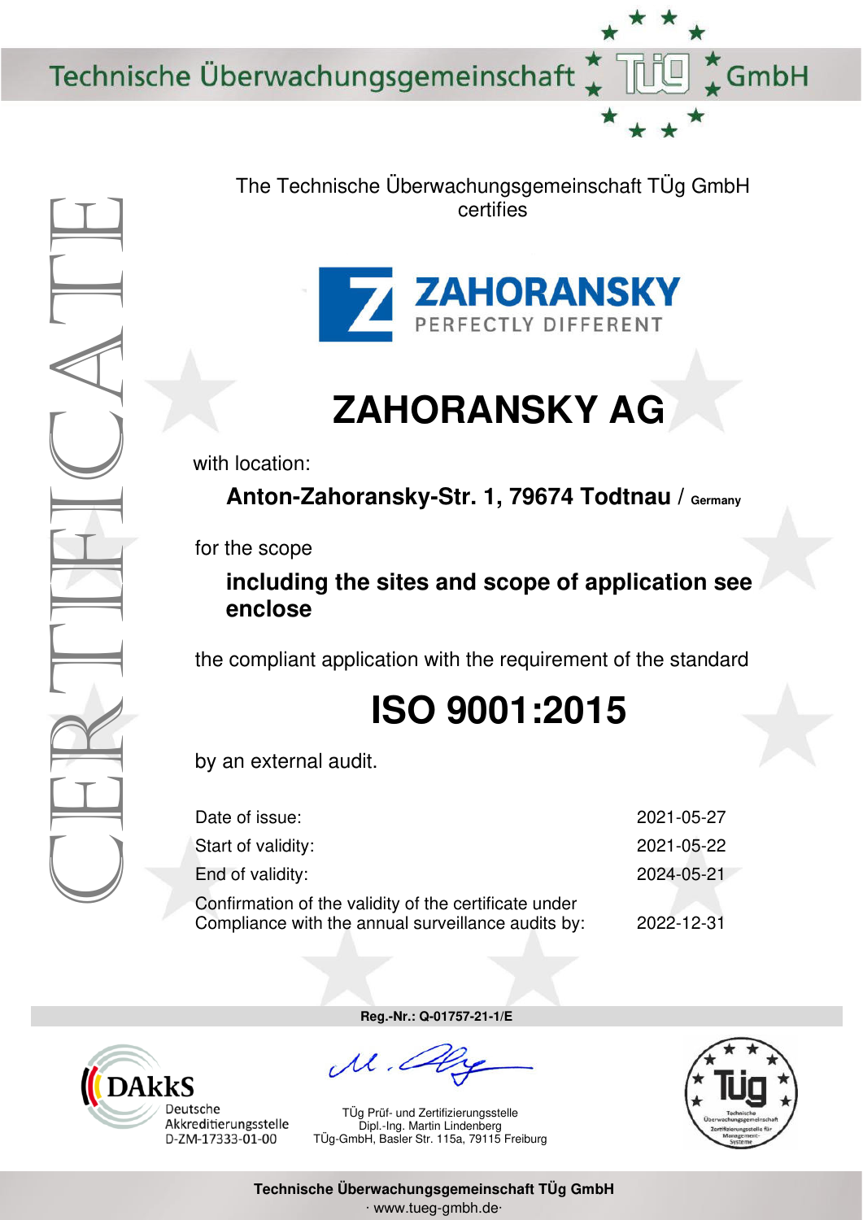Technische Überwachungsgemeinschaft TÜg GmbH

CERTIFICATE

The Technische Überwachungsgemeinschaft TÜg GmbH
certifies

ZAHORANSKY
PERFECTLY DIFFERENT

# ZAHORANSKY AG

with location:

**Anton-Zahoransky-Str. 1, 79674 Todtnau** / **Germany**

for the scope

**including the sites and scope of application see enclose**

the compliant application with the requirement of the standard

# ISO 9001:2015

by an external audit.

| | |
|---|---|
| Date of issue: | 2021-05-27 |
| Start of validity: | 2021-05-22 |
| End of validity: | 2024-05-21 |
| Confirmation of the validity of the certificate under Compliance with the annual surveillance audits by: | 2022-12-31 |

**Reg.-Nr.: Q-01757-21-1/E**

DAkkS
Deutsche
Akkreditierungsstelle
D-ZM-17333-01-00

TÜg Prüf- und Zertifizierungsstelle
Dipl.-Ing. Martin Lindenberg
TÜg-GmbH, Basler Str. 115a, 79115 Freiburg

TÜg
Technische Überwachungsgemeinschaft
Zertifizierungsstelle für Management-Systeme

**Technische Überwachungsgemeinschaft TÜg GmbH**
· www.tueg-gmbh.de·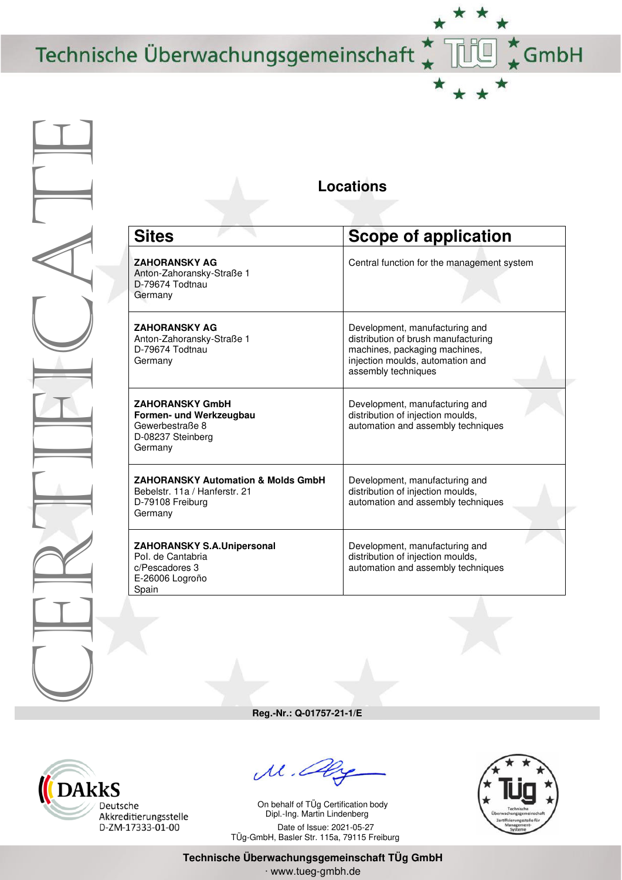## Locations

| Sites | Scope of application |
|---|---|
| **ZAHORANSKY AG**<br>Anton-Zahoransky-Straße 1<br>D-79674 Todtnau<br>Germany | Central function for the management system |
| **ZAHORANSKY AG**<br>Anton-Zahoransky-Straße 1<br>D-79674 Todtnau<br>Germany | Development, manufacturing and distribution of brush manufacturing machines, packaging machines, injection moulds, automation and assembly techniques |
| **ZAHORANSKY GmbH**<br>**Formen- und Werkzeugbau**<br>Gewerbestraße 8<br>D-08237 Steinberg<br>Germany | Development, manufacturing and distribution of injection moulds, automation and assembly techniques |
| **ZAHORANSKY Automation & Molds GmbH**<br>Bebelstr. 11a / Hanferstr. 21<br>D-79108 Freiburg<br>Germany | Development, manufacturing and distribution of injection moulds, automation and assembly techniques |
| **ZAHORANSKY S.A.Unipersonal**<br>Pol. de Cantabria<br>c/Pescadores 3<br>E-26006 Logroño<br>Spain | Development, manufacturing and distribution of injection moulds, automation and assembly techniques |

**Reg.-Nr.: Q-01757-21-1/E**

DAkkS Deutsche Akkreditierungsstelle D-ZM-17333-01-00

On behalf of TÜg Certification body
Dipl.-Ing. Martin Lindenberg

Date of Issue: 2021-05-27
TÜg-GmbH, Basler Str. 115a, 79115 Freiburg

**Technische Überwachungsgemeinschaft TÜg GmbH**
· www.tueg-gmbh.de